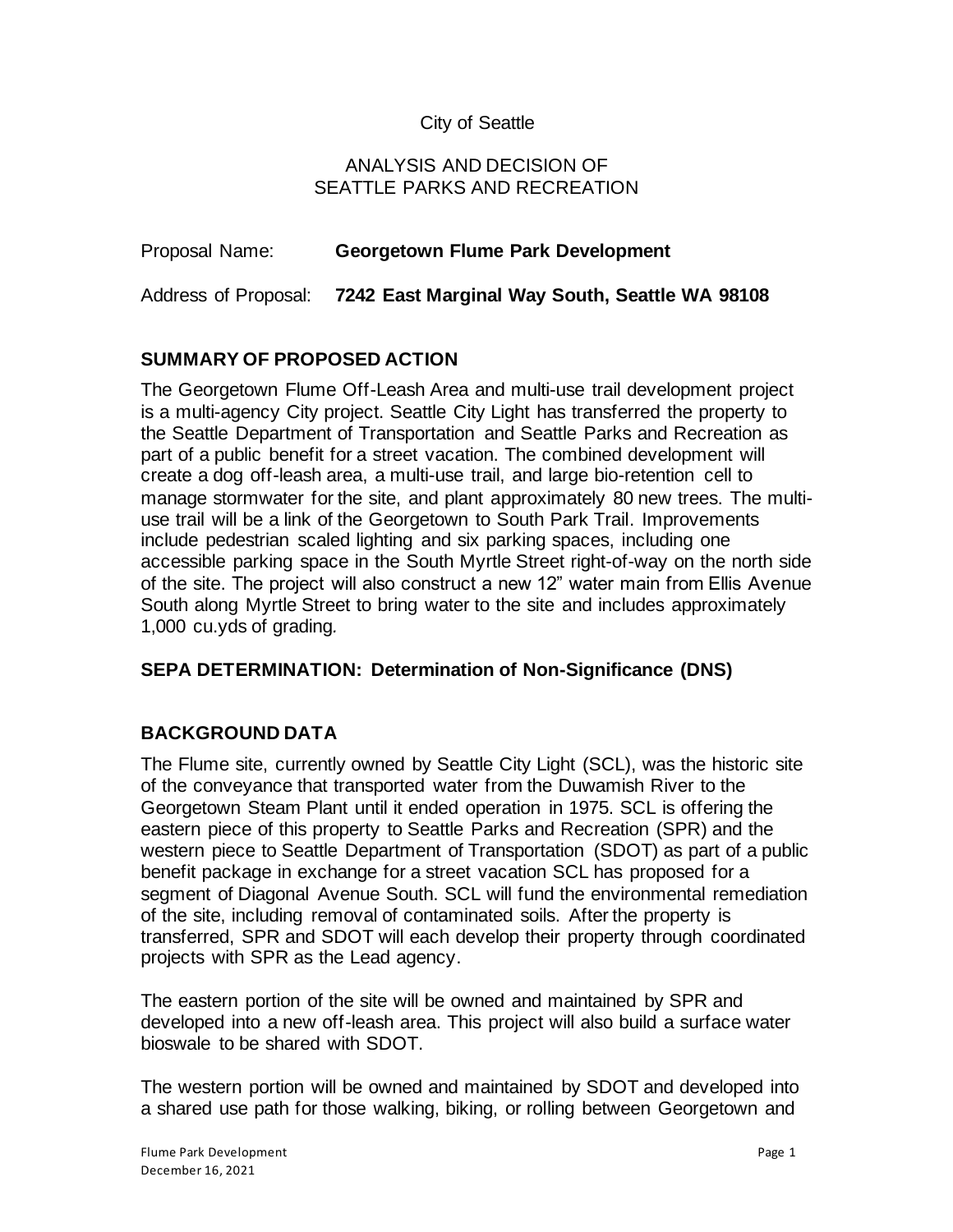City of Seattle

ANALYSIS AND DECISION OF
SEATTLE PARKS AND RECREATION

Proposal Name: **Georgetown Flume Park Development**

Address of Proposal: **7242 East Marginal Way South, Seattle WA 98108**

## SUMMARY OF PROPOSED ACTION

The Georgetown Flume Off-Leash Area and multi-use trail development project is a multi-agency City project. Seattle City Light has transferred the property to the Seattle Department of Transportation and Seattle Parks and Recreation as part of a public benefit for a street vacation. The combined development will create a dog off-leash area, a multi-use trail, and large bio-retention cell to manage stormwater for the site, and plant approximately 80 new trees. The multi-use trail will be a link of the Georgetown to South Park Trail. Improvements include pedestrian scaled lighting and six parking spaces, including one accessible parking space in the South Myrtle Street right-of-way on the north side of the site. The project will also construct a new 12" water main from Ellis Avenue South along Myrtle Street to bring water to the site and includes approximately 1,000 cu.yds of grading.

## SEPA DETERMINATION: Determination of Non-Significance (DNS)

## BACKGROUND DATA

The Flume site, currently owned by Seattle City Light (SCL), was the historic site of the conveyance that transported water from the Duwamish River to the Georgetown Steam Plant until it ended operation in 1975. SCL is offering the eastern piece of this property to Seattle Parks and Recreation (SPR) and the western piece to Seattle Department of Transportation (SDOT) as part of a public benefit package in exchange for a street vacation SCL has proposed for a segment of Diagonal Avenue South. SCL will fund the environmental remediation of the site, including removal of contaminated soils. After the property is transferred, SPR and SDOT will each develop their property through coordinated projects with SPR as the Lead agency.

The eastern portion of the site will be owned and maintained by SPR and developed into a new off-leash area. This project will also build a surface water bioswale to be shared with SDOT.

The western portion will be owned and maintained by SDOT and developed into a shared use path for those walking, biking, or rolling between Georgetown and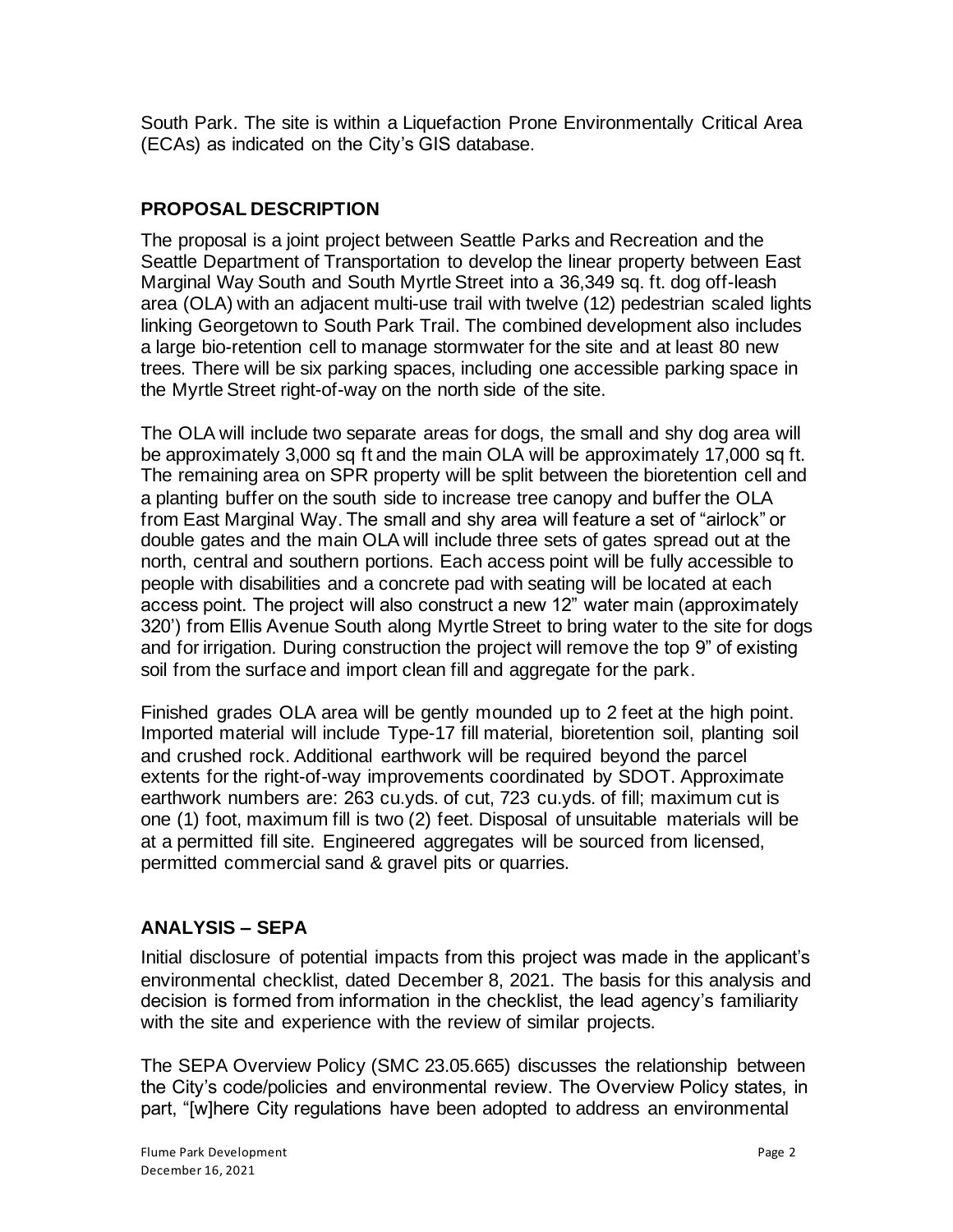South Park. The site is within a Liquefaction Prone Environmentally Critical Area (ECAs) as indicated on the City's GIS database.

## PROPOSAL DESCRIPTION

The proposal is a joint project between Seattle Parks and Recreation and the Seattle Department of Transportation to develop the linear property between East Marginal Way South and South Myrtle Street into a 36,349 sq. ft. dog off-leash area (OLA) with an adjacent multi-use trail with twelve (12) pedestrian scaled lights linking Georgetown to South Park Trail. The combined development also includes a large bio-retention cell to manage stormwater for the site and at least 80 new trees. There will be six parking spaces, including one accessible parking space in the Myrtle Street right-of-way on the north side of the site.

The OLA will include two separate areas for dogs, the small and shy dog area will be approximately 3,000 sq ft and the main OLA will be approximately 17,000 sq ft. The remaining area on SPR property will be split between the bioretention cell and a planting buffer on the south side to increase tree canopy and buffer the OLA from East Marginal Way. The small and shy area will feature a set of "airlock" or double gates and the main OLA will include three sets of gates spread out at the north, central and southern portions. Each access point will be fully accessible to people with disabilities and a concrete pad with seating will be located at each access point. The project will also construct a new 12" water main (approximately 320') from Ellis Avenue South along Myrtle Street to bring water to the site for dogs and for irrigation. During construction the project will remove the top 9" of existing soil from the surface and import clean fill and aggregate for the park.

Finished grades OLA area will be gently mounded up to 2 feet at the high point. Imported material will include Type-17 fill material, bioretention soil, planting soil and crushed rock. Additional earthwork will be required beyond the parcel extents for the right-of-way improvements coordinated by SDOT. Approximate earthwork numbers are: 263 cu.yds. of cut, 723 cu.yds. of fill; maximum cut is one (1) foot, maximum fill is two (2) feet. Disposal of unsuitable materials will be at a permitted fill site. Engineered aggregates will be sourced from licensed, permitted commercial sand & gravel pits or quarries.

## ANALYSIS – SEPA

Initial disclosure of potential impacts from this project was made in the applicant's environmental checklist, dated December 8, 2021. The basis for this analysis and decision is formed from information in the checklist, the lead agency's familiarity with the site and experience with the review of similar projects.

The SEPA Overview Policy (SMC 23.05.665) discusses the relationship between the City's code/policies and environmental review. The Overview Policy states, in part, "[w]here City regulations have been adopted to address an environmental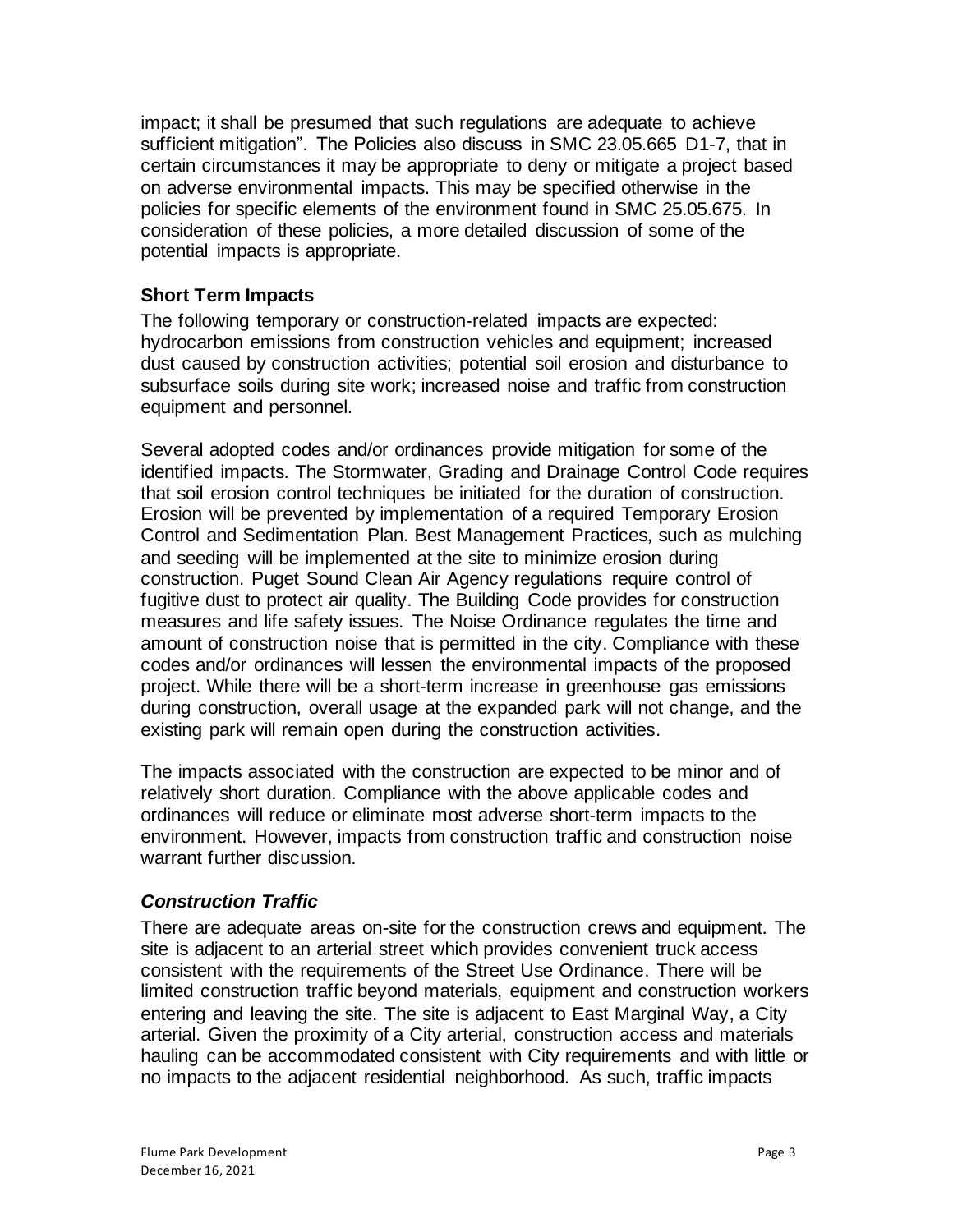impact; it shall be presumed that such regulations are adequate to achieve sufficient mitigation". The Policies also discuss in SMC 23.05.665 D1-7, that in certain circumstances it may be appropriate to deny or mitigate a project based on adverse environmental impacts. This may be specified otherwise in the policies for specific elements of the environment found in SMC 25.05.675. In consideration of these policies, a more detailed discussion of some of the potential impacts is appropriate.

### Short Term Impacts

The following temporary or construction-related impacts are expected: hydrocarbon emissions from construction vehicles and equipment; increased dust caused by construction activities; potential soil erosion and disturbance to subsurface soils during site work; increased noise and traffic from construction equipment and personnel.

Several adopted codes and/or ordinances provide mitigation for some of the identified impacts. The Stormwater, Grading and Drainage Control Code requires that soil erosion control techniques be initiated for the duration of construction. Erosion will be prevented by implementation of a required Temporary Erosion Control and Sedimentation Plan. Best Management Practices, such as mulching and seeding will be implemented at the site to minimize erosion during construction. Puget Sound Clean Air Agency regulations require control of fugitive dust to protect air quality. The Building Code provides for construction measures and life safety issues. The Noise Ordinance regulates the time and amount of construction noise that is permitted in the city. Compliance with these codes and/or ordinances will lessen the environmental impacts of the proposed project. While there will be a short-term increase in greenhouse gas emissions during construction, overall usage at the expanded park will not change, and the existing park will remain open during the construction activities.

The impacts associated with the construction are expected to be minor and of relatively short duration. Compliance with the above applicable codes and ordinances will reduce or eliminate most adverse short-term impacts to the environment. However, impacts from construction traffic and construction noise warrant further discussion.

### *Construction Traffic*

There are adequate areas on-site for the construction crews and equipment. The site is adjacent to an arterial street which provides convenient truck access consistent with the requirements of the Street Use Ordinance. There will be limited construction traffic beyond materials, equipment and construction workers entering and leaving the site. The site is adjacent to East Marginal Way, a City arterial. Given the proximity of a City arterial, construction access and materials hauling can be accommodated consistent with City requirements and with little or no impacts to the adjacent residential neighborhood. As such, traffic impacts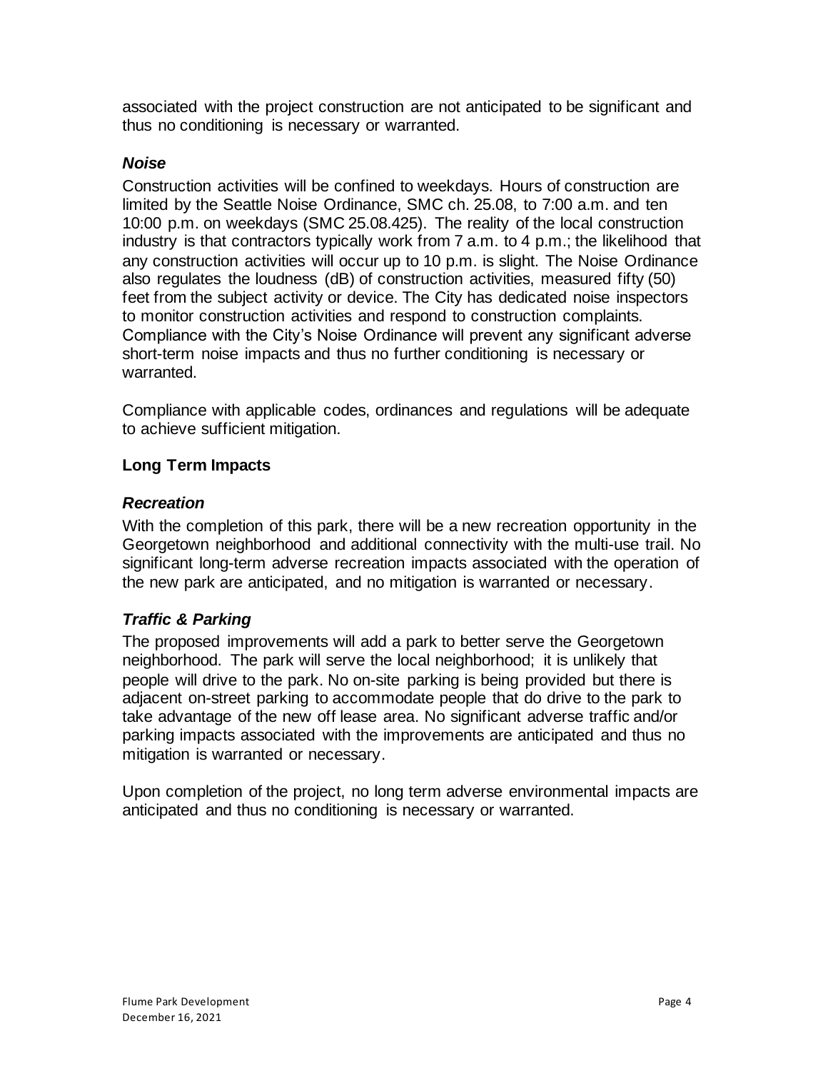associated with the project construction are not anticipated to be significant and thus no conditioning is necessary or warranted.

### *Noise*

Construction activities will be confined to weekdays. Hours of construction are limited by the Seattle Noise Ordinance, SMC ch. 25.08, to 7:00 a.m. and ten 10:00 p.m. on weekdays (SMC 25.08.425). The reality of the local construction industry is that contractors typically work from 7 a.m. to 4 p.m.; the likelihood that any construction activities will occur up to 10 p.m. is slight. The Noise Ordinance also regulates the loudness (dB) of construction activities, measured fifty (50) feet from the subject activity or device. The City has dedicated noise inspectors to monitor construction activities and respond to construction complaints. Compliance with the City's Noise Ordinance will prevent any significant adverse short-term noise impacts and thus no further conditioning is necessary or warranted.

Compliance with applicable codes, ordinances and regulations will be adequate to achieve sufficient mitigation.

## Long Term Impacts

### *Recreation*

With the completion of this park, there will be a new recreation opportunity in the Georgetown neighborhood and additional connectivity with the multi-use trail. No significant long-term adverse recreation impacts associated with the operation of the new park are anticipated, and no mitigation is warranted or necessary.

### *Traffic & Parking*

The proposed improvements will add a park to better serve the Georgetown neighborhood. The park will serve the local neighborhood; it is unlikely that people will drive to the park. No on-site parking is being provided but there is adjacent on-street parking to accommodate people that do drive to the park to take advantage of the new off lease area. No significant adverse traffic and/or parking impacts associated with the improvements are anticipated and thus no mitigation is warranted or necessary.

Upon completion of the project, no long term adverse environmental impacts are anticipated and thus no conditioning is necessary or warranted.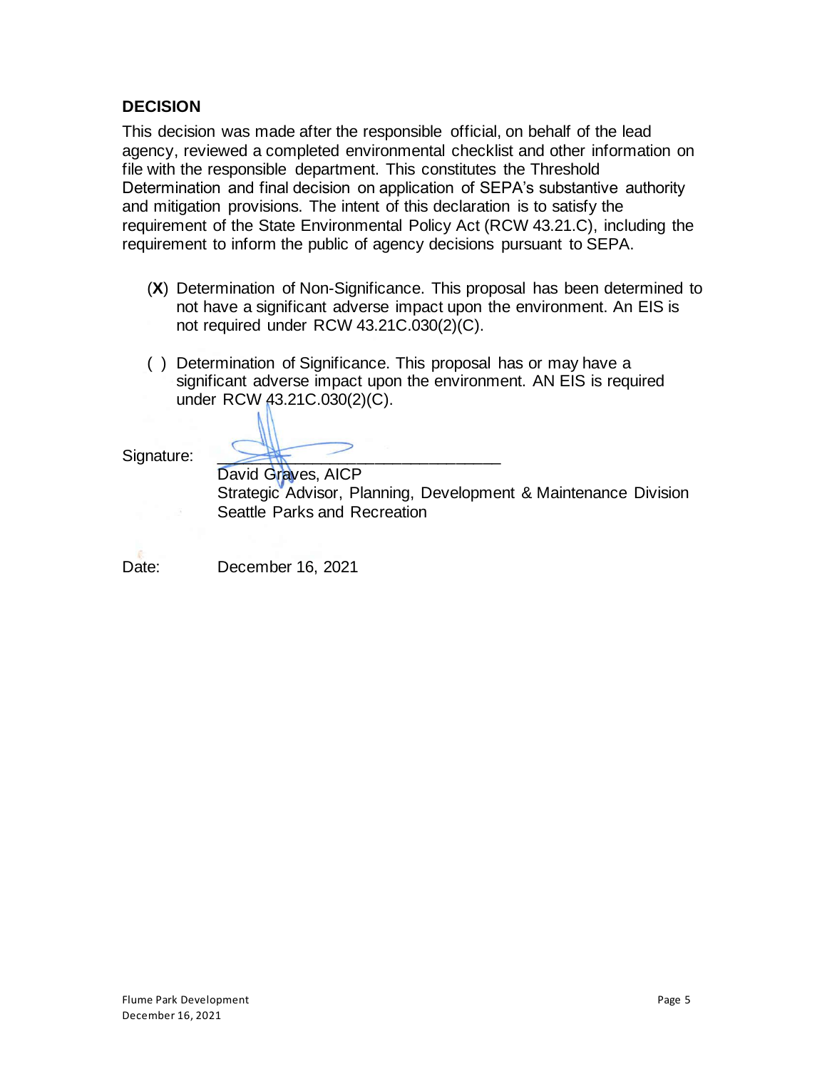## DECISION

This decision was made after the responsible official, on behalf of the lead agency, reviewed a completed environmental checklist and other information on file with the responsible department. This constitutes the Threshold Determination and final decision on application of SEPA's substantive authority and mitigation provisions. The intent of this declaration is to satisfy the requirement of the State Environmental Policy Act (RCW 43.21.C), including the requirement to inform the public of agency decisions pursuant to SEPA.

(**X**) Determination of Non-Significance. This proposal has been determined to not have a significant adverse impact upon the environment. An EIS is not required under RCW 43.21C.030(2)(C).

( ) Determination of Significance. This proposal has or may have a significant adverse impact upon the environment. AN EIS is required under RCW 43.21C.030(2)(C).

Signature: ______________________________

David Graves, AICP
Strategic Advisor, Planning, Development & Maintenance Division
Seattle Parks and Recreation

Date: December 16, 2021